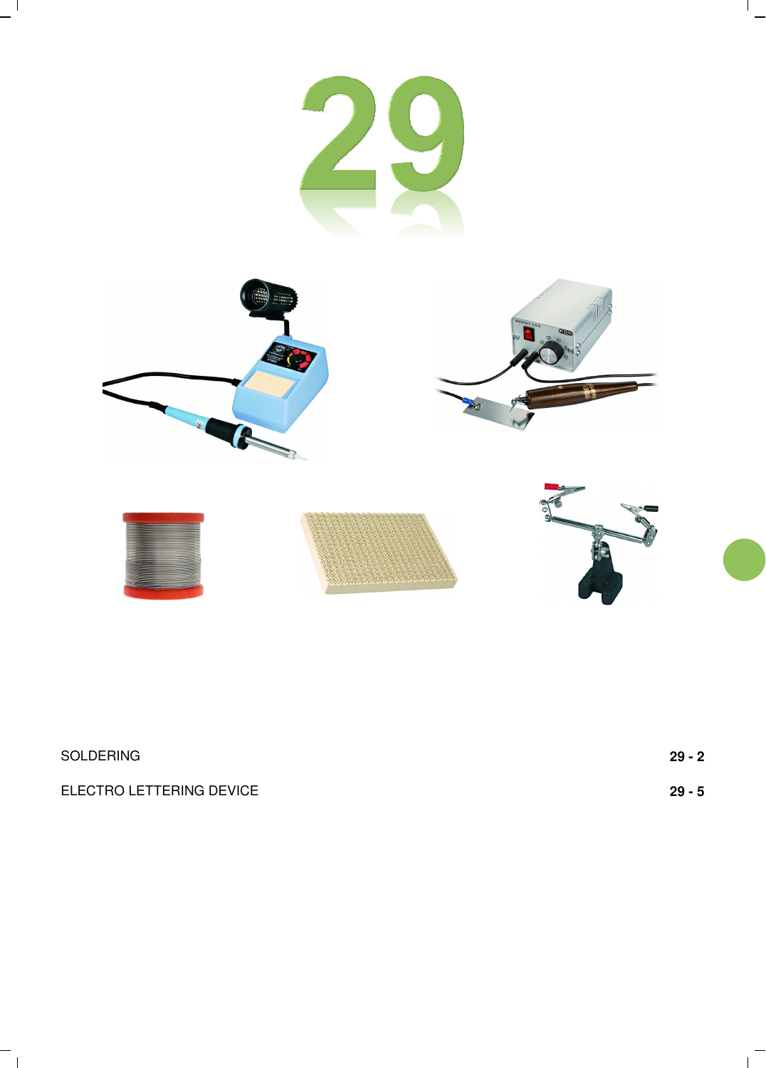# 29

| | |
|---|---|
| SOLDERING | **29 - 2** |
| ELECTRO LETTERING DEVICE | **29 - 5** |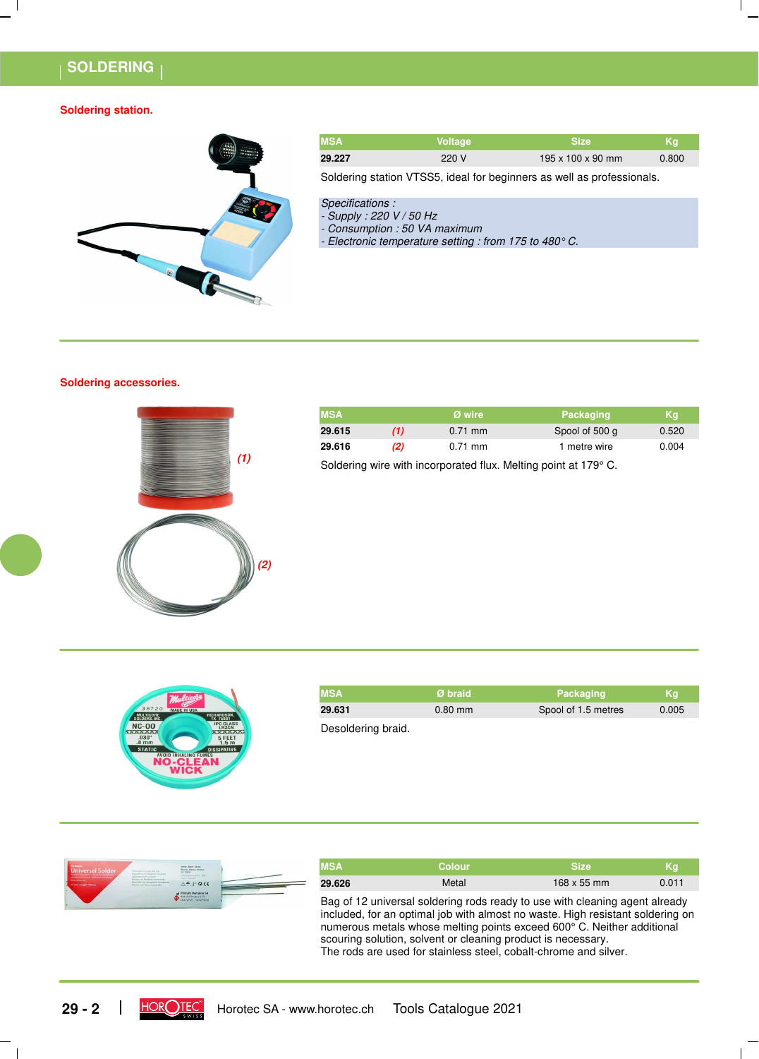# SOLDERING

## Soldering station.

| MSA | Voltage | Size | Kg |
|---|---|---|---|
| **29.227** | 220 V | 195 x 100 x 90 mm | 0.800 |

Soldering station VTSS5, ideal for beginners as well as professionals.

*Specifications :*
*- Supply : 220 V / 50 Hz*
*- Consumption : 50 VA maximum*
*- Electronic temperature setting : from 175 to 480° C.*

## Soldering accessories.

| MSA | | Ø wire | Packaging | Kg |
|---|---|---|---|---|
| **29.615** | *(1)* | 0.71 mm | Spool of 500 g | 0.520 |
| **29.616** | *(2)* | 0.71 mm | 1 metre wire | 0.004 |

Soldering wire with incorporated flux. Melting point at 179° C.

| MSA | Ø braid | Packaging | Kg |
|---|---|---|---|
| **29.631** | 0.80 mm | Spool of 1.5 metres | 0.005 |

Desoldering braid.

| MSA | Colour | Size | Kg |
|---|---|---|---|
| **29.626** | Metal | 168 x 55 mm | 0.011 |

Bag of 12 universal soldering rods ready to use with cleaning agent already included, for an optimal job with almost no waste. High resistant soldering on numerous metals whose melting points exceed 600° C. Neither additional scouring solution, solvent or cleaning product is necessary.
The rods are used for stainless steel, cobalt-chrome and silver.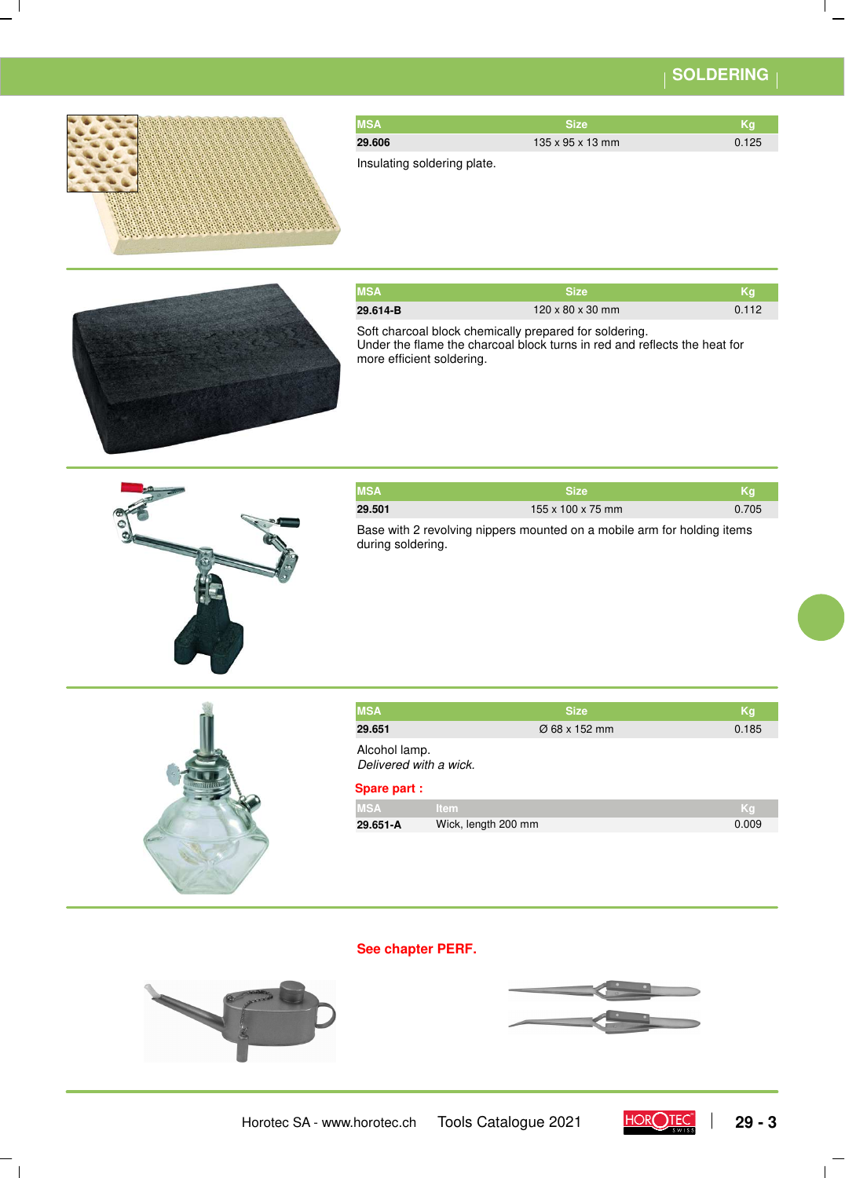## SOLDERING

| MSA | Size | Kg |
|---|---|---|
| **29.606** | 135 x 95 x 13 mm | 0.125 |

Insulating soldering plate.

| MSA | Size | Kg |
|---|---|---|
| **29.614-B** | 120 x 80 x 30 mm | 0.112 |

Soft charcoal block chemically prepared for soldering.
Under the flame the charcoal block turns in red and reflects the heat for more efficient soldering.

| MSA | Size | Kg |
|---|---|---|
| **29.501** | 155 x 100 x 75 mm | 0.705 |

Base with 2 revolving nippers mounted on a mobile arm for holding items during soldering.

| MSA | Size | Kg |
|---|---|---|
| **29.651** | Ø 68 x 152 mm | 0.185 |

Alcohol lamp.
*Delivered with a wick.*

**Spare part :**

| MSA | Item | Kg |
|---|---|---|
| **29.651-A** | Wick, length 200 mm | 0.009 |

**See chapter PERF.**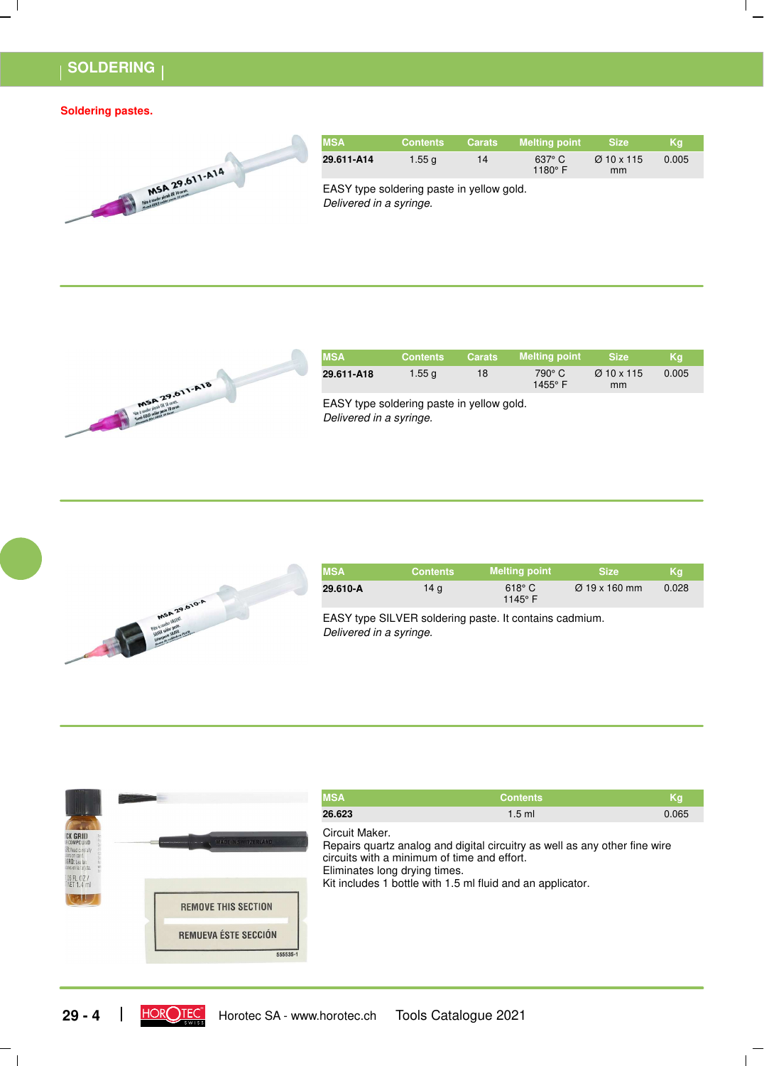## SOLDERING

**Soldering pastes.**

| MSA | Contents | Carats | Melting point | Size | Kg |
|---|---|---|---|---|---|
| **29.611-A14** | 1.55 g | 14 | 637° C 1180° F | Ø 10 x 115 mm | 0.005 |

EASY type soldering paste in yellow gold.
*Delivered in a syringe.*

| MSA | Contents | Carats | Melting point | Size | Kg |
|---|---|---|---|---|---|
| **29.611-A18** | 1.55 g | 18 | 790° C 1455° F | Ø 10 x 115 mm | 0.005 |

EASY type soldering paste in yellow gold.
*Delivered in a syringe.*

| MSA | Contents | Melting point | Size | Kg |
|---|---|---|---|---|
| **29.610-A** | 14 g | 618° C 1145° F | Ø 19 x 160 mm | 0.028 |

EASY type SILVER soldering paste. It contains cadmium.
*Delivered in a syringe.*

| MSA | Contents | Kg |
|---|---|---|
| **26.623** | 1.5 ml | 0.065 |

Circuit Maker.
Repairs quartz analog and digital circuitry as well as any other fine wire circuits with a minimum of time and effort.
Eliminates long drying times.
Kit includes 1 bottle with 1.5 ml fluid and an applicator.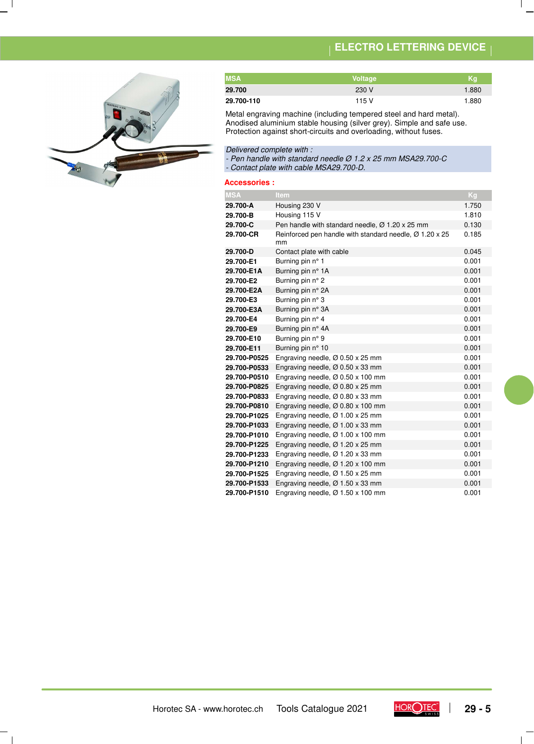# ELECTRO LETTERING DEVICE

| MSA | Voltage | Kg |
|---|---|---|
| **29.700** | 230 V | 1.880 |
| **29.700-110** | 115 V | 1.880 |

Metal engraving machine (including tempered steel and hard metal). Anodised aluminium stable housing (silver grey). Simple and safe use. Protection against short-circuits and overloading, without fuses.

*Delivered complete with :*
*- Pen handle with standard needle Ø 1.2 x 25 mm MSA29.700-C*
*- Contact plate with cable MSA29.700-D.*

## Accessories :

| MSA | Item | Kg |
|---|---|---|
| **29.700-A** | Housing 230 V | 1.750 |
| **29.700-B** | Housing 115 V | 1.810 |
| **29.700-C** | Pen handle with standard needle, Ø 1.20 x 25 mm | 0.130 |
| **29.700-CR** | Reinforced pen handle with standard needle, Ø 1.20 x 25 mm | 0.185 |
| **29.700-D** | Contact plate with cable | 0.045 |
| **29.700-E1** | Burning pin n° 1 | 0.001 |
| **29.700-E1A** | Burning pin n° 1A | 0.001 |
| **29.700-E2** | Burning pin n° 2 | 0.001 |
| **29.700-E2A** | Burning pin n° 2A | 0.001 |
| **29.700-E3** | Burning pin n° 3 | 0.001 |
| **29.700-E3A** | Burning pin n° 3A | 0.001 |
| **29.700-E4** | Burning pin n° 4 | 0.001 |
| **29.700-E9** | Burning pin n° 4A | 0.001 |
| **29.700-E10** | Burning pin n° 9 | 0.001 |
| **29.700-E11** | Burning pin n° 10 | 0.001 |
| **29.700-P0525** | Engraving needle, Ø 0.50 x 25 mm | 0.001 |
| **29.700-P0533** | Engraving needle, Ø 0.50 x 33 mm | 0.001 |
| **29.700-P0510** | Engraving needle, Ø 0.50 x 100 mm | 0.001 |
| **29.700-P0825** | Engraving needle, Ø 0.80 x 25 mm | 0.001 |
| **29.700-P0833** | Engraving needle, Ø 0.80 x 33 mm | 0.001 |
| **29.700-P0810** | Engraving needle, Ø 0.80 x 100 mm | 0.001 |
| **29.700-P1025** | Engraving needle, Ø 1.00 x 25 mm | 0.001 |
| **29.700-P1033** | Engraving needle, Ø 1.00 x 33 mm | 0.001 |
| **29.700-P1010** | Engraving needle, Ø 1.00 x 100 mm | 0.001 |
| **29.700-P1225** | Engraving needle, Ø 1.20 x 25 mm | 0.001 |
| **29.700-P1233** | Engraving needle, Ø 1.20 x 33 mm | 0.001 |
| **29.700-P1210** | Engraving needle, Ø 1.20 x 100 mm | 0.001 |
| **29.700-P1525** | Engraving needle, Ø 1.50 x 25 mm | 0.001 |
| **29.700-P1533** | Engraving needle, Ø 1.50 x 33 mm | 0.001 |
| **29.700-P1510** | Engraving needle, Ø 1.50 x 100 mm | 0.001 |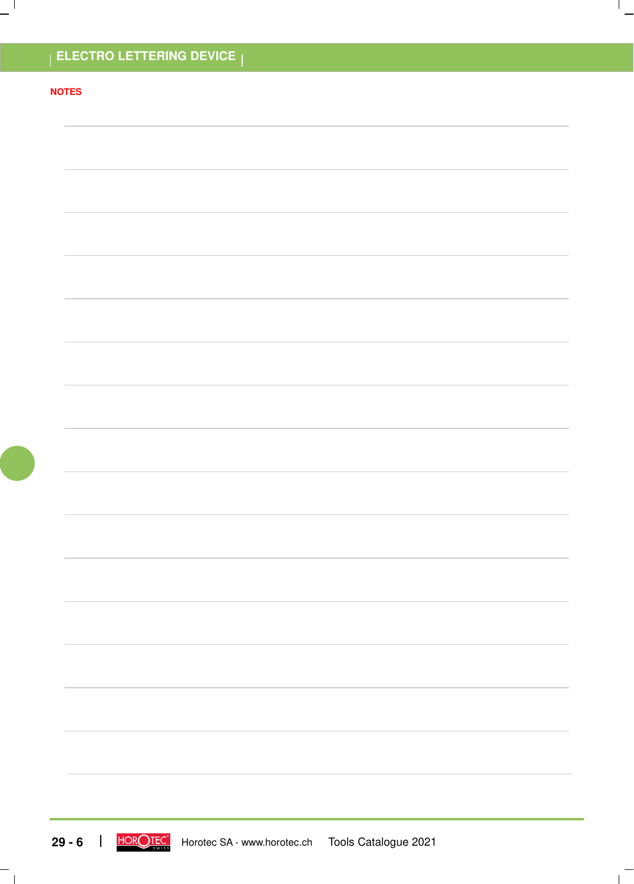NOTES